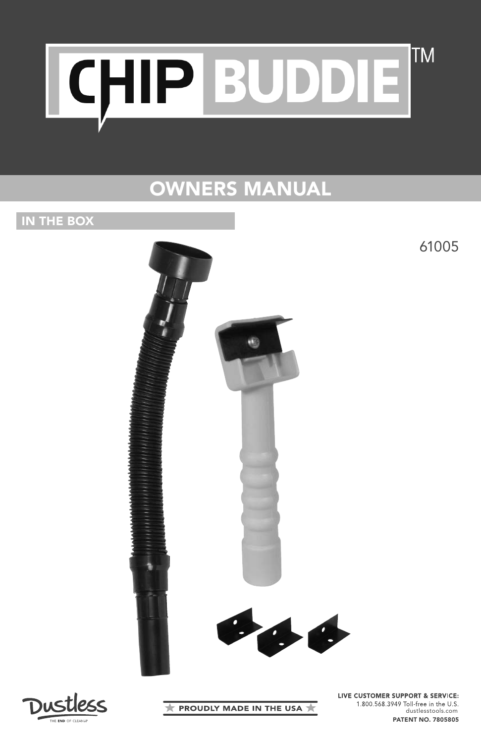# CHIP BUDDIE™

## OWNERS MANUAL

### IN THE BOX

61005

Dustless
THE END OF CLEANUP

★ PROUDLY MADE IN THE USA ★

**LIVE CUSTOMER SUPPORT & SERVICE:**
1.800.568.3949 Toll-free in the U.S.
dustlesstools.com
**PATENT NO. 7805805**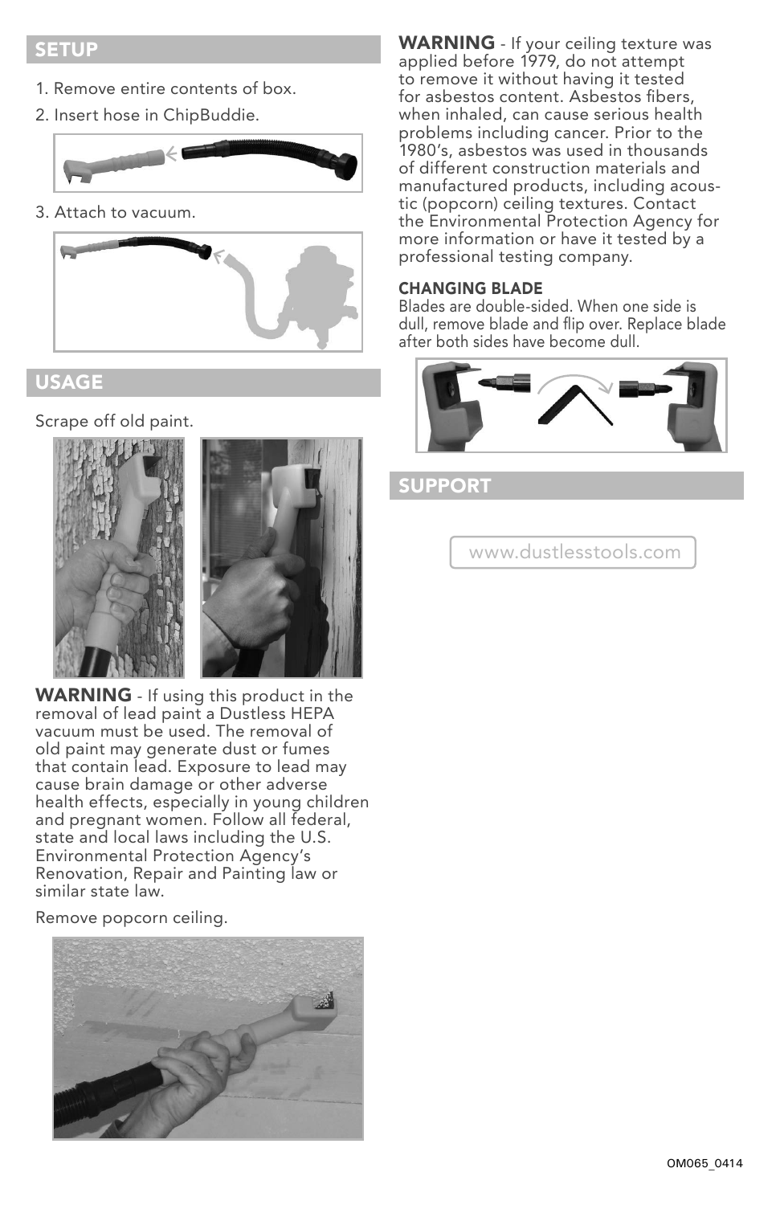## SETUP

1. Remove entire contents of box.
2. Insert hose in ChipBuddie.
3. Attach to vacuum.

## USAGE

Scrape off old paint.

**WARNING** - If using this product in the removal of lead paint a Dustless HEPA vacuum must be used. The removal of old paint may generate dust or fumes that contain lead. Exposure to lead may cause brain damage or other adverse health effects, especially in young children and pregnant women. Follow all federal, state and local laws including the U.S. Environmental Protection Agency's Renovation, Repair and Painting law or similar state law.

Remove popcorn ceiling.

**WARNING** - If your ceiling texture was applied before 1979, do not attempt to remove it without having it tested for asbestos content. Asbestos fibers, when inhaled, can cause serious health problems including cancer. Prior to the 1980's, asbestos was used in thousands of different construction materials and manufactured products, including acoustic (popcorn) ceiling textures. Contact the Environmental Protection Agency for more information or have it tested by a professional testing company.

### CHANGING BLADE

Blades are double-sided. When one side is dull, remove blade and flip over. Replace blade after both sides have become dull.

## SUPPORT

www.dustlesstools.com

OM065_0414